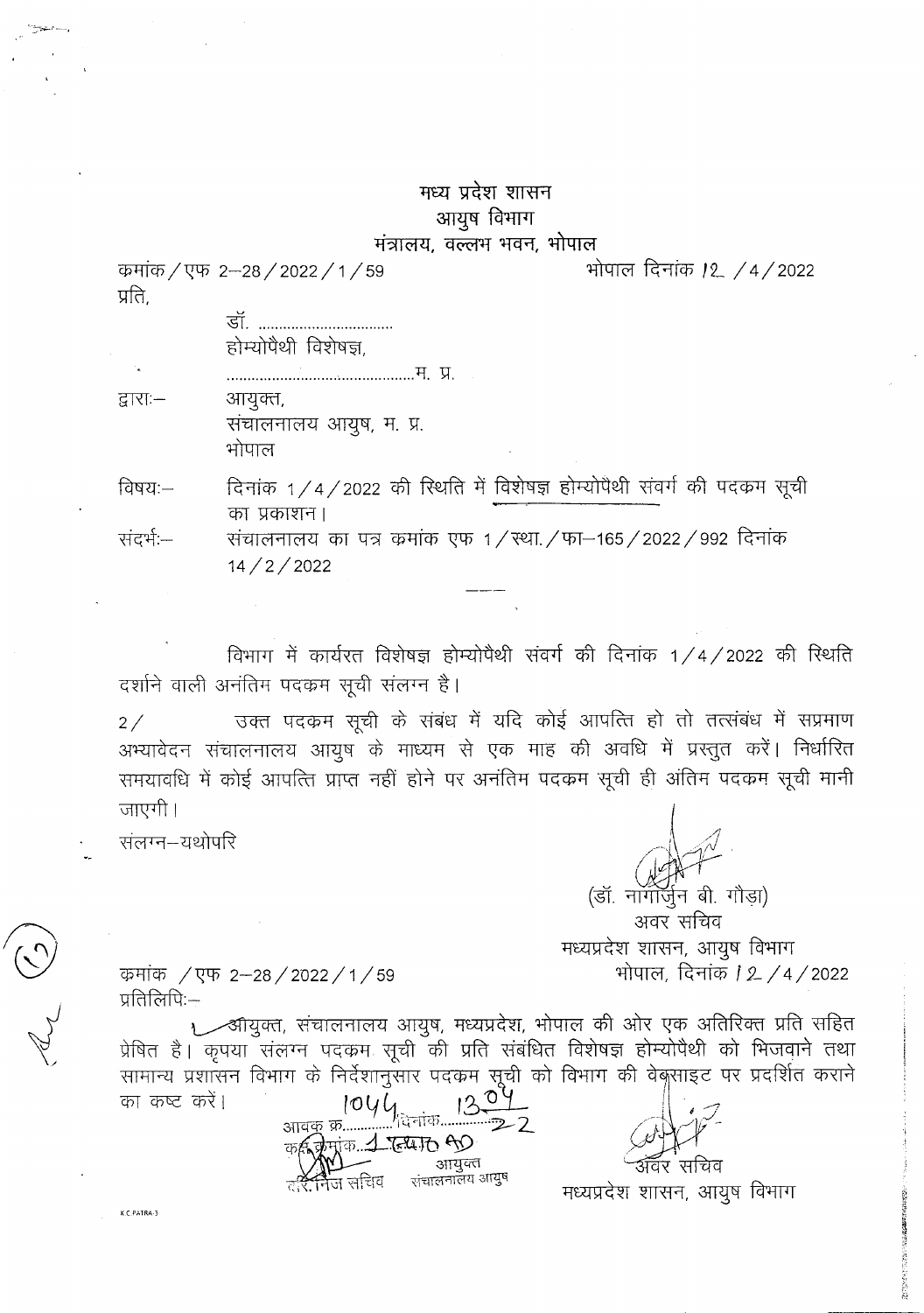मध्य प्रदेश शासन
आयुष विभाग
मंत्रालय, वल्लभ भवन, भोपाल

क्रमांक / एफ 2–28 / 2022 / 1 / 59 भोपाल दिनांक 12 / 4 / 2022

प्रति,

डॉ. ...............................
होम्योपैथी विशेषज्ञ,
..........................................म. प्र.

द्वारा:– आयुक्त,
संचालनालय आयुष, म. प्र.
भोपाल

विषय:– दिनांक 1 / 4 / 2022 की स्थिति में विशेषज्ञ होम्योपैथी संवर्ग की पदक्रम सूची का प्रकाशन।

संदर्भ:– संचालनालय का पत्र क्रमांक एफ 1 / स्था. / फा–165 / 2022 / 992 दिनांक 14 / 2 / 2022

---

विभाग में कार्यरत विशेषज्ञ होम्योपैथी संवर्ग की दिनांक 1 / 4 / 2022 की स्थिति दर्शाने वाली अनंतिम पदक्रम सूची संलग्न है।

2/ उक्त पदक्रम सूची के संबंध में यदि कोई आपत्ति हो तो तत्संबंध में सप्रमाण अभ्यावेदन संचालनालय आयुष के माध्यम से एक माह की अवधि में प्रस्तुत करें। निर्धारित समयावधि में कोई आपत्ति प्राप्त नहीं होने पर अनंतिम पदक्रम सूची ही अंतिम पदक्रम सूची मानी जाएगी।

संलग्न–यथोपरि

(डॉ. नागार्जुन बी. गौड़ा)
अवर सचिव
मध्यप्रदेश शासन, आयुष विभाग
भोपाल, दिनांक 12 / 4 / 2022

क्रमांक / एफ 2–28 / 2022 / 1 / 59

प्रतिलिपि:–

1 आयुक्त, संचालनालय आयुष, मध्यप्रदेश, भोपाल की ओर एक अतिरिक्त प्रति सहित प्रेषित है। कृपया संलग्न पदक्रम सूची की प्रति संबंधित विशेषज्ञ होम्योपैथी को भिजवाने तथा सामान्य प्रशासन विभाग के निर्देशानुसार पदक्रम सूची को विभाग की वेबसाइट पर प्रदर्शित कराने का कष्ट करें।

आवक क्र. 1044 दिनांक 13.04.22
कक्ष क्रमांक 1 स्था. 90
निज सचिव आयुक्त संचालनालय आयुष

अवर सचिव
मध्यप्रदेश शासन, आयुष विभाग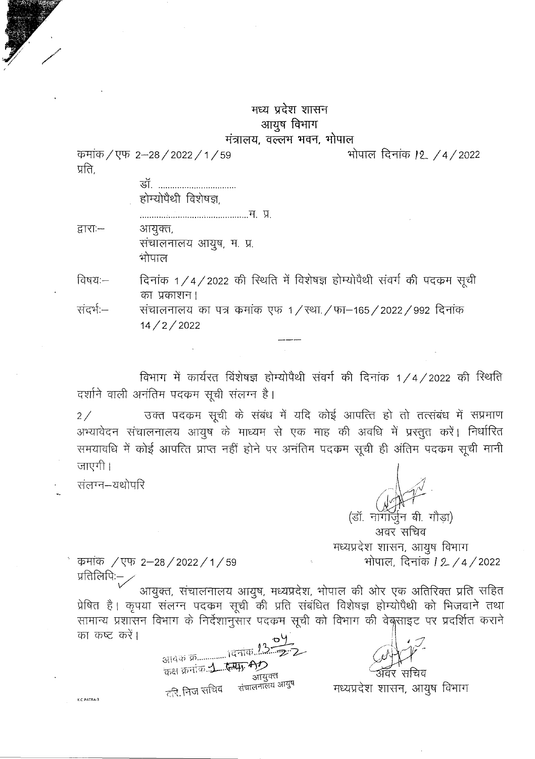मध्य प्रदेश शासन
आयुष विभाग
मंत्रालय, वल्लभ भवन, भोपाल

क्रमांक / एफ 2–28 / 2022 / 1 / 59 भोपाल दिनांक 12 / 4 / 2022

प्रति,

डॉ. ................................
होम्योपैथी विशेषज्ञ,
.............................................म. प्र.

द्वारा:– आयुक्त,
संचालनालय आयुष, म. प्र.
भोपाल

विषय:– दिनांक 1 / 4 / 2022 की स्थिति में विशेषज्ञ होम्योपैथी संवर्ग की पदक्रम सूची का प्रकाशन।

संदर्भ:– संचालनालय का पत्र क्रमांक एफ 1 / स्था. / फा–165 / 2022 / 992 दिनांक 14 / 2 / 2022

---

विभाग में कार्यरत विशेषज्ञ होम्योपैथी संवर्ग की दिनांक 1 / 4 / 2022 की स्थिति दर्शाने वाली अनंतिम पदक्रम सूची संलग्न है।

2 / उक्त पदक्रम सूची के संबंध में यदि कोई आपत्ति हो तो तत्संबंध में सप्रमाण अभ्यावेदन संचालनालय आयुष के माध्यम से एक माह की अवधि में प्रस्तुत करें। निर्धारित समयावधि में कोई आपत्ति प्राप्त नहीं होने पर अनंतिम पदक्रम सूची ही अंतिम पदक्रम सूची मानी जाएगी।

संलग्न–यथोपरि

(डॉ. नागार्जुन बी. गौड़ा)
अवर सचिव
मध्यप्रदेश शासन, आयुष विभाग

क्रमांक / एफ 2–28 / 2022 / 1 / 59 भोपाल, दिनांक 12 / 4 / 2022

प्रतिलिपि:–

आयुक्त, संचालनालय आयुष, मध्यप्रदेश, भोपाल की ओर एक अतिरिक्त प्रति सहित प्रेषित है। कृपया संलग्न पदक्रम सूची की प्रति संबंधित विशेषज्ञ होम्योपैथी को भिजवाने तथा सामान्य प्रशासन विभाग के निर्देशानुसार पदक्रम सूची को विभाग की वेबसाइट पर प्रदर्शित कराने का कष्ट करें।

आवक क्र............. दिनांक 13-04-22
कक्ष क्रमांक 1 स्था. A1)
निज सचिव आयुक्त संचालनालय आयुष

अवर सचिव
मध्यप्रदेश शासन, आयुष विभाग

K.C.PATRA-3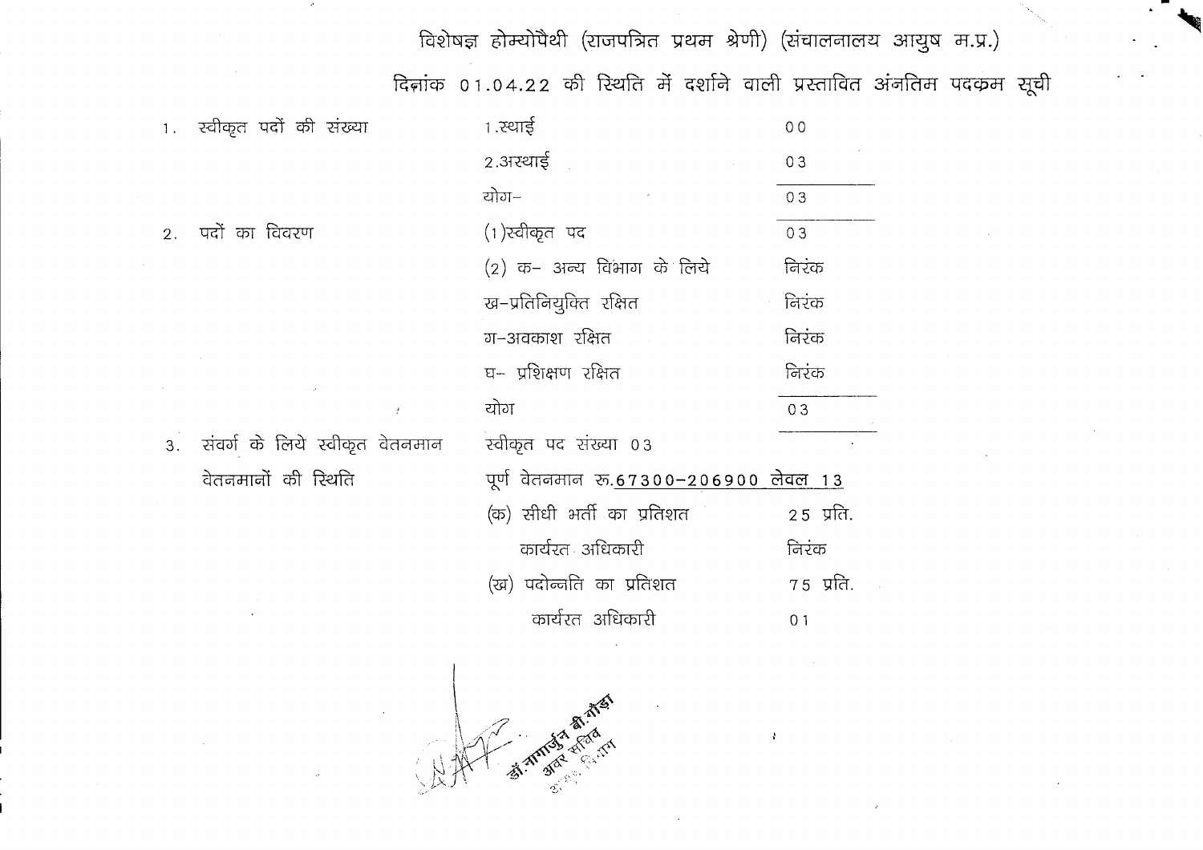## विशेषज्ञ होम्योपैथी (राजपत्रित प्रथम श्रेणी) (संचालनालय आयुष म.प्र.)

## दिनांक 01.04.22 की स्थिति में दर्शाने वाली प्रस्तावित अंतिम पदक्रम सूची

| | | |
|---|---|---|
| 1. स्वीकृत पदों की संख्या | 1.स्थाई | 00 |
| | 2.अस्थाई | 03 |
| | योग– | 03 |
| 2. पदों का विवरण | (1)स्वीकृत पद | 03 |
| | (2) क– अन्य विभाग के लिये | निरंक |
| | ख–प्रतिनियुक्ति रक्षित | निरंक |
| | ग–अवकाश रक्षित | निरंक |
| | घ– प्रशिक्षण रक्षित | निरंक |
| | योग | 03 |
| 3. संवर्ग के लिये स्वीकृत वेतनमान | स्वीकृत पद संख्या 03 | |
| वेतनमानों की स्थिति | पूर्ण वेतनमान रू.67300–206900 लेवल 13 | |
| | (क) सीधी भर्ती का प्रतिशत | 25 प्रति. |
| | कार्यरत अधिकारी | निरंक |
| | (ख) पदोन्नति का प्रतिशत | 75 प्रति. |
| | कार्यरत अधिकारी | 01 |

डॉ. नागार्जुन बी. गौडा
अवर सचिव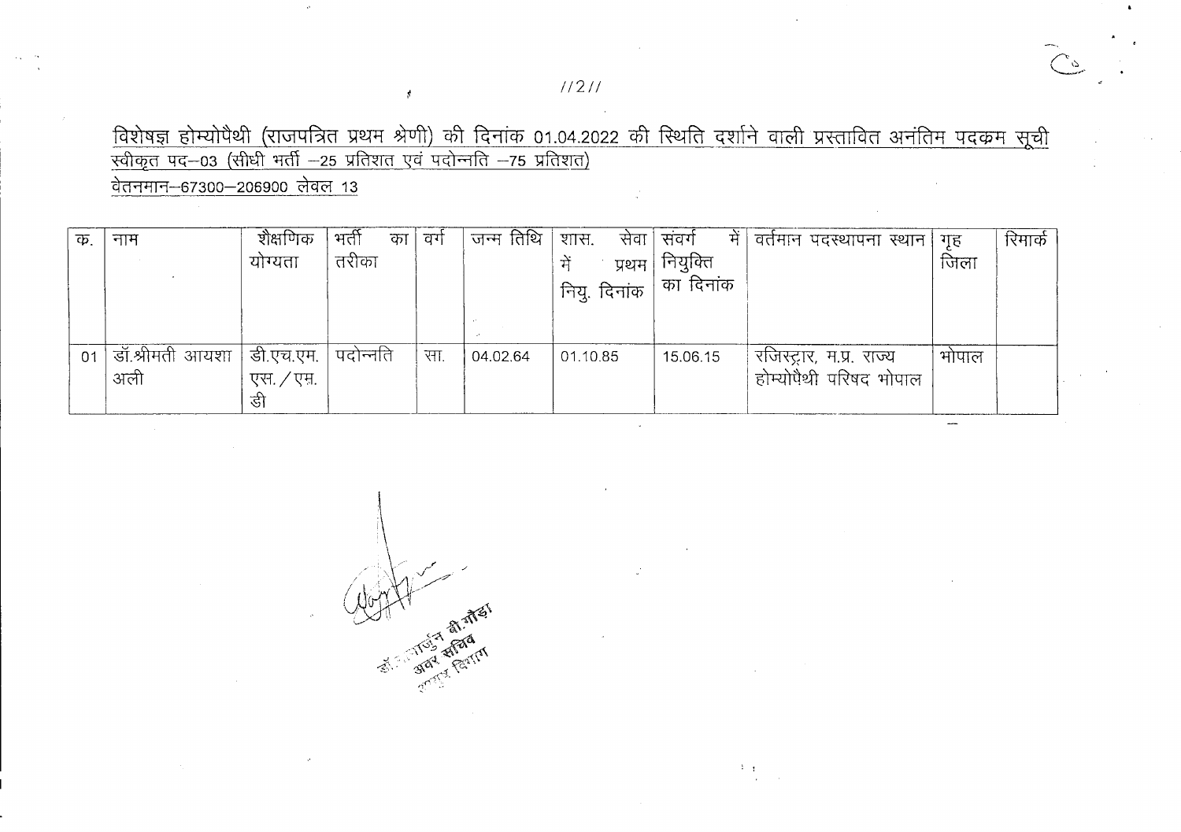**विशेषज्ञ होम्योपैथी (राजपत्रित प्रथम श्रेणी) की दिनांक 01.04.2022 की स्थिति दर्शाने वाली प्रस्तावित अनंतिम पदक्रम सूची**

स्वीकृत पद–03 (सीधी भर्ती –25 प्रतिशत एवं पदोन्नति –75 प्रतिशत)

वेतनमान–67300–206900 लेवल 13

| क. | नाम | शैक्षणिक योग्यता | भर्ती का तरीका | वर्ग | जन्म तिथि | शास. सेवा में प्रथम नियु. दिनांक | संवर्ग में नियुक्ति का दिनांक | वर्तमान पदस्थापना स्थान | गृह जिला | रिमार्क |
|---|---|---|---|---|---|---|---|---|---|---|
| 01 | डॉ.श्रीमती आयशा अली | डी.एच.एम.एस./एम.डी | पदोन्नति | सा. | 04.02.64 | 01.10.85 | 15.06.15 | रजिस्ट्रार, म.प्र. राज्य होम्योपैथी परिषद भोपाल | भोपाल | |

डॉ. ...अर्जुन बी.गौड़ा
अवर सचिव
...विभाग